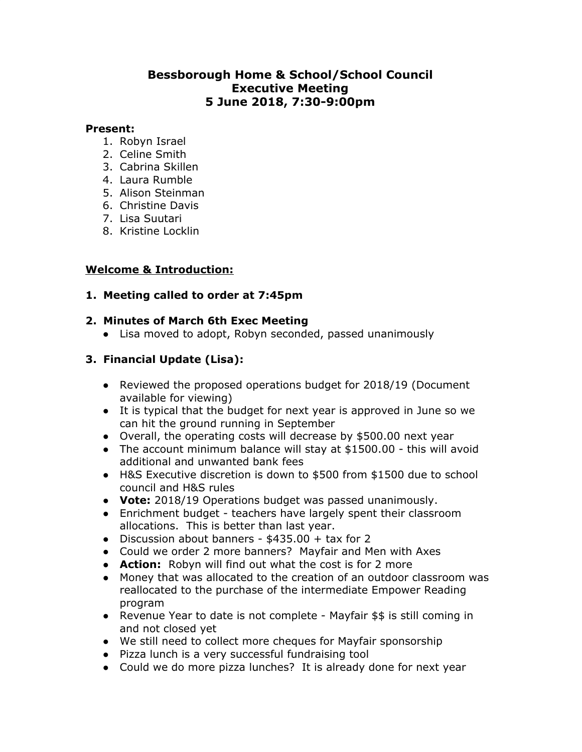# Bessborough Home & School/School Council
# Executive Meeting
# 5 June 2018, 7:30-9:00pm

**Present:**

1. Robyn Israel
2. Celine Smith
3. Cabrina Skillen
4. Laura Rumble
5. Alison Steinman
6. Christine Davis
7. Lisa Suutari
8. Kristine Locklin

## Welcome & Introduction:

### 1. Meeting called to order at 7:45pm

### 2. Minutes of March 6th Exec Meeting

- Lisa moved to adopt, Robyn seconded, passed unanimously

### 3. Financial Update (Lisa):

- Reviewed the proposed operations budget for 2018/19 (Document available for viewing)
- It is typical that the budget for next year is approved in June so we can hit the ground running in September
- Overall, the operating costs will decrease by $500.00 next year
- The account minimum balance will stay at $1500.00 - this will avoid additional and unwanted bank fees
- H&S Executive discretion is down to $500 from $1500 due to school council and H&S rules
- **Vote:** 2018/19 Operations budget was passed unanimously.
- Enrichment budget - teachers have largely spent their classroom allocations. This is better than last year.
- Discussion about banners - $435.00 + tax for 2
- Could we order 2 more banners? Mayfair and Men with Axes
- **Action:** Robyn will find out what the cost is for 2 more
- Money that was allocated to the creation of an outdoor classroom was reallocated to the purchase of the intermediate Empower Reading program
- Revenue Year to date is not complete - Mayfair $$ is still coming in and not closed yet
- We still need to collect more cheques for Mayfair sponsorship
- Pizza lunch is a very successful fundraising tool
- Could we do more pizza lunches? It is already done for next year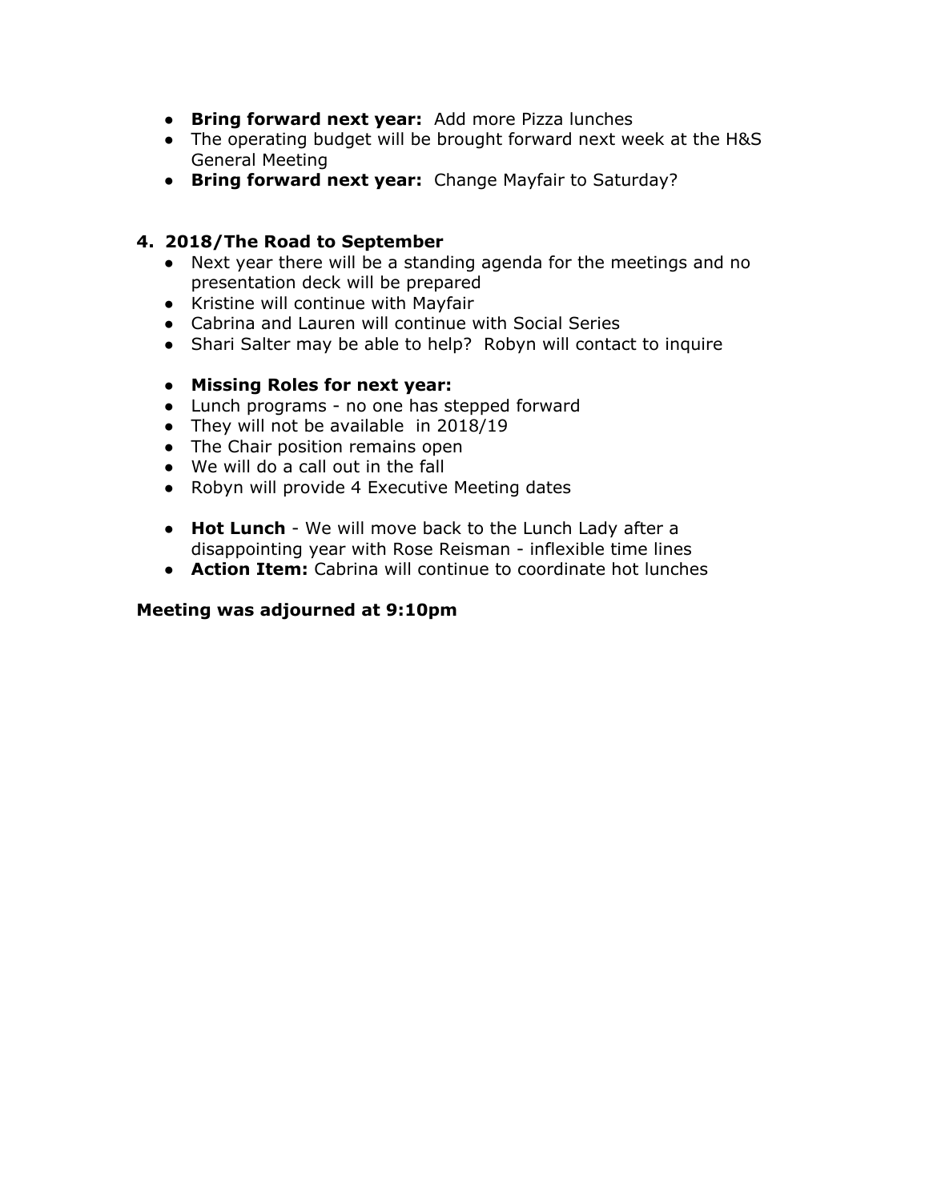- **Bring forward next year:** Add more Pizza lunches
- The operating budget will be brought forward next week at the H&S General Meeting
- **Bring forward next year:** Change Mayfair to Saturday?

### 4. 2018/The Road to September

- Next year there will be a standing agenda for the meetings and no presentation deck will be prepared
- Kristine will continue with Mayfair
- Cabrina and Lauren will continue with Social Series
- Shari Salter may be able to help? Robyn will contact to inquire

- **Missing Roles for next year:**
- Lunch programs - no one has stepped forward
- They will not be available in 2018/19
- The Chair position remains open
- We will do a call out in the fall
- Robyn will provide 4 Executive Meeting dates

- **Hot Lunch** - We will move back to the Lunch Lady after a disappointing year with Rose Reisman - inflexible time lines
- **Action Item:** Cabrina will continue to coordinate hot lunches

**Meeting was adjourned at 9:10pm**